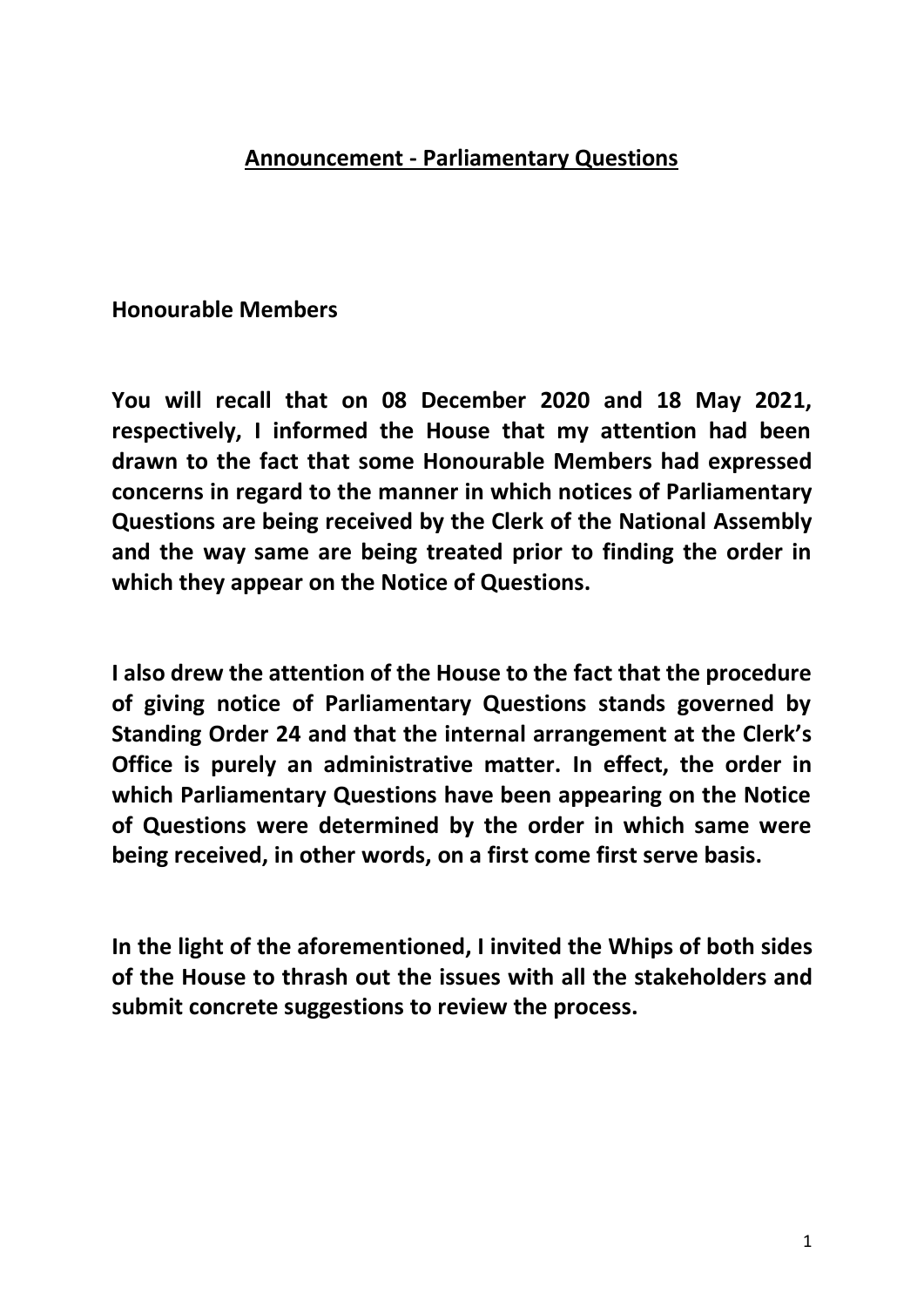## Announcement - Parliamentary Questions

**Honourable Members**

**You will recall that on 08 December 2020 and 18 May 2021, respectively, I informed the House that my attention had been drawn to the fact that some Honourable Members had expressed concerns in regard to the manner in which notices of Parliamentary Questions are being received by the Clerk of the National Assembly and the way same are being treated prior to finding the order in which they appear on the Notice of Questions.**

**I also drew the attention of the House to the fact that the procedure of giving notice of Parliamentary Questions stands governed by Standing Order 24 and that the internal arrangement at the Clerk's Office is purely an administrative matter. In effect, the order in which Parliamentary Questions have been appearing on the Notice of Questions were determined by the order in which same were being received, in other words, on a first come first serve basis.**

**In the light of the aforementioned, I invited the Whips of both sides of the House to thrash out the issues with all the stakeholders and submit concrete suggestions to review the process.**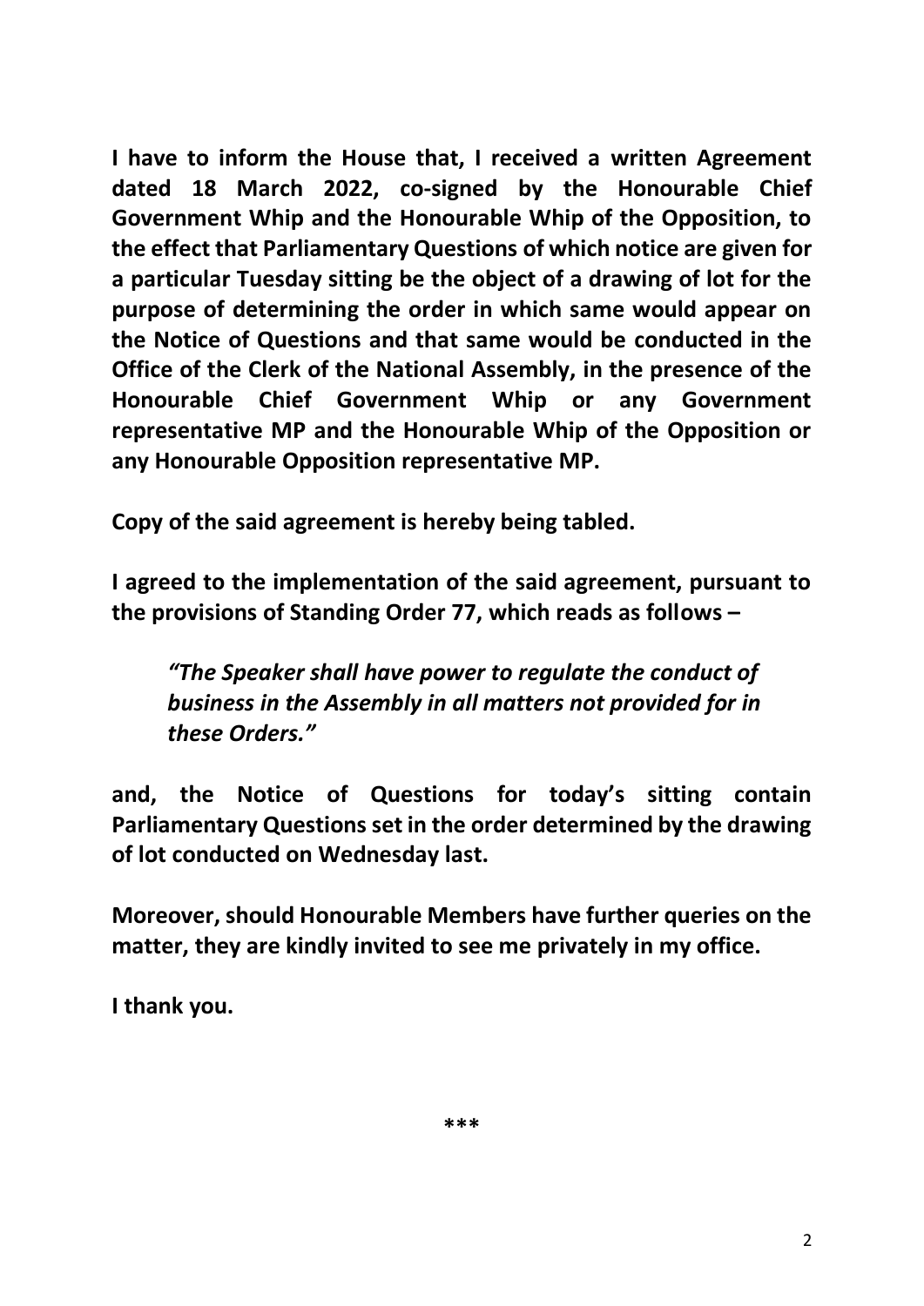**I have to inform the House that, I received a written Agreement dated 18 March 2022, co-signed by the Honourable Chief Government Whip and the Honourable Whip of the Opposition, to the effect that Parliamentary Questions of which notice are given for a particular Tuesday sitting be the object of a drawing of lot for the purpose of determining the order in which same would appear on the Notice of Questions and that same would be conducted in the Office of the Clerk of the National Assembly, in the presence of the Honourable Chief Government Whip or any Government representative MP and the Honourable Whip of the Opposition or any Honourable Opposition representative MP.**

**Copy of the said agreement is hereby being tabled.**

**I agreed to the implementation of the said agreement, pursuant to the provisions of Standing Order 77, which reads as follows –**

> ***"The Speaker shall have power to regulate the conduct of business in the Assembly in all matters not provided for in these Orders."***

**and, the Notice of Questions for today's sitting contain Parliamentary Questions set in the order determined by the drawing of lot conducted on Wednesday last.**

**Moreover, should Honourable Members have further queries on the matter, they are kindly invited to see me privately in my office.**

**I thank you.**

***